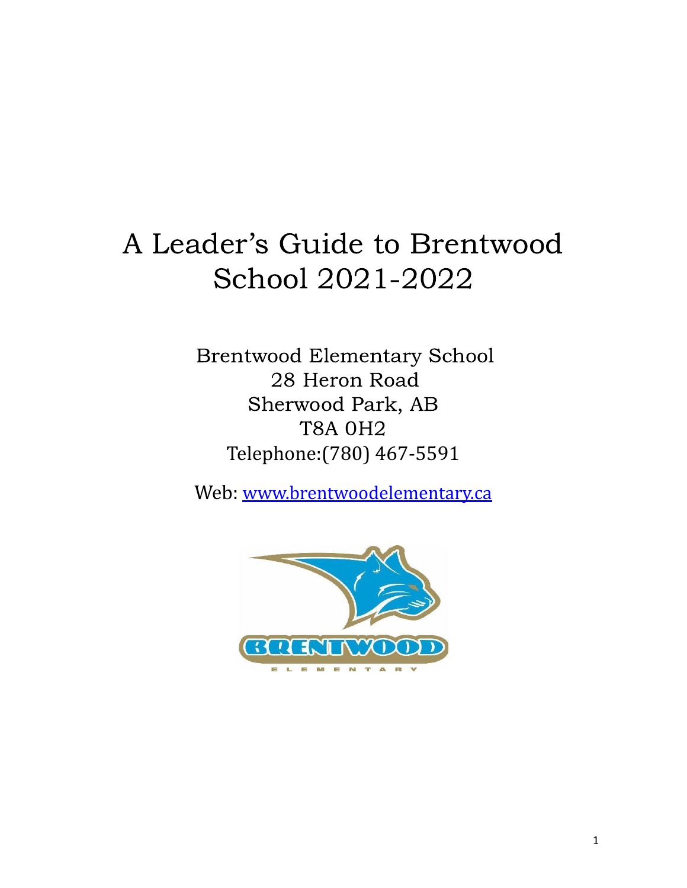# A Leader's Guide to Brentwood School 2021-2022

Brentwood Elementary School
28 Heron Road
Sherwood Park, AB
T8A 0H2
Telephone:(780) 467-5591

Web: [www.brentwoodelementary.ca](http://www.brentwoodelementary.ca)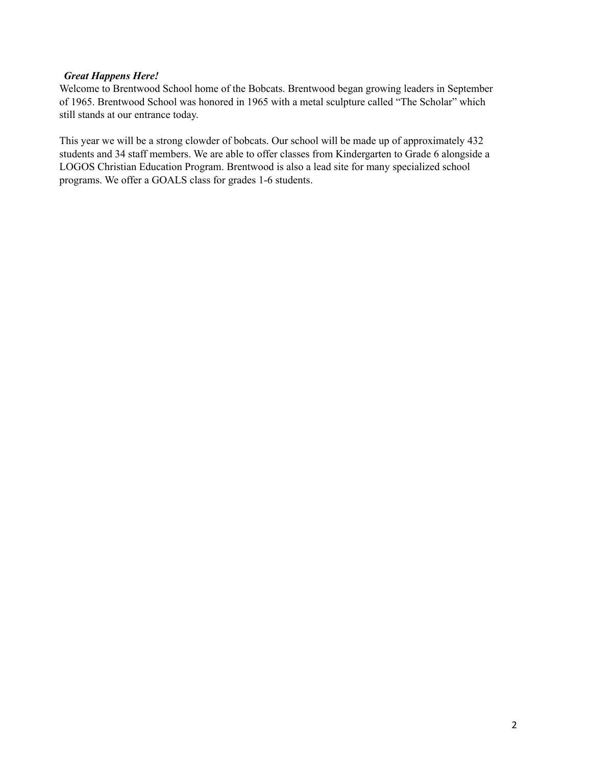***Great Happens Here!***

Welcome to Brentwood School home of the Bobcats. Brentwood began growing leaders in September of 1965. Brentwood School was honored in 1965 with a metal sculpture called "The Scholar" which still stands at our entrance today.

This year we will be a strong clowder of bobcats. Our school will be made up of approximately 432 students and 34 staff members. We are able to offer classes from Kindergarten to Grade 6 alongside a LOGOS Christian Education Program. Brentwood is also a lead site for many specialized school programs. We offer a GOALS class for grades 1-6 students.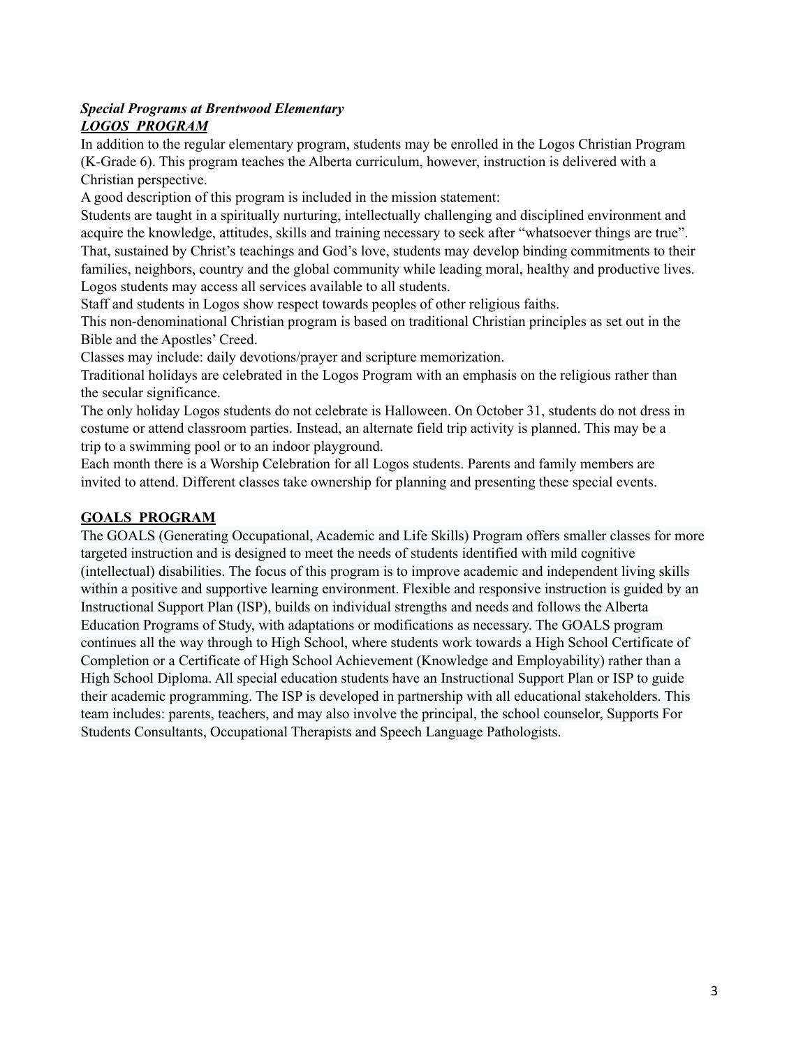***Special Programs at Brentwood Elementary***

***LOGOS PROGRAM***

In addition to the regular elementary program, students may be enrolled in the Logos Christian Program (K-Grade 6). This program teaches the Alberta curriculum, however, instruction is delivered with a Christian perspective.

A good description of this program is included in the mission statement:

Students are taught in a spiritually nurturing, intellectually challenging and disciplined environment and acquire the knowledge, attitudes, skills and training necessary to seek after "whatsoever things are true". That, sustained by Christ's teachings and God's love, students may develop binding commitments to their families, neighbors, country and the global community while leading moral, healthy and productive lives.

Logos students may access all services available to all students.

Staff and students in Logos show respect towards peoples of other religious faiths.

This non-denominational Christian program is based on traditional Christian principles as set out in the Bible and the Apostles' Creed.

Classes may include: daily devotions/prayer and scripture memorization.

Traditional holidays are celebrated in the Logos Program with an emphasis on the religious rather than the secular significance.

The only holiday Logos students do not celebrate is Halloween. On October 31, students do not dress in costume or attend classroom parties. Instead, an alternate field trip activity is planned. This may be a trip to a swimming pool or to an indoor playground.

Each month there is a Worship Celebration for all Logos students. Parents and family members are invited to attend. Different classes take ownership for planning and presenting these special events.

**GOALS PROGRAM**

The GOALS (Generating Occupational, Academic and Life Skills) Program offers smaller classes for more targeted instruction and is designed to meet the needs of students identified with mild cognitive (intellectual) disabilities. The focus of this program is to improve academic and independent living skills within a positive and supportive learning environment. Flexible and responsive instruction is guided by an Instructional Support Plan (ISP), builds on individual strengths and needs and follows the Alberta Education Programs of Study, with adaptations or modifications as necessary. The GOALS program continues all the way through to High School, where students work towards a High School Certificate of Completion or a Certificate of High School Achievement (Knowledge and Employability) rather than a High School Diploma. All special education students have an Instructional Support Plan or ISP to guide their academic programming. The ISP is developed in partnership with all educational stakeholders. This team includes: parents, teachers, and may also involve the principal, the school counselor, Supports For Students Consultants, Occupational Therapists and Speech Language Pathologists.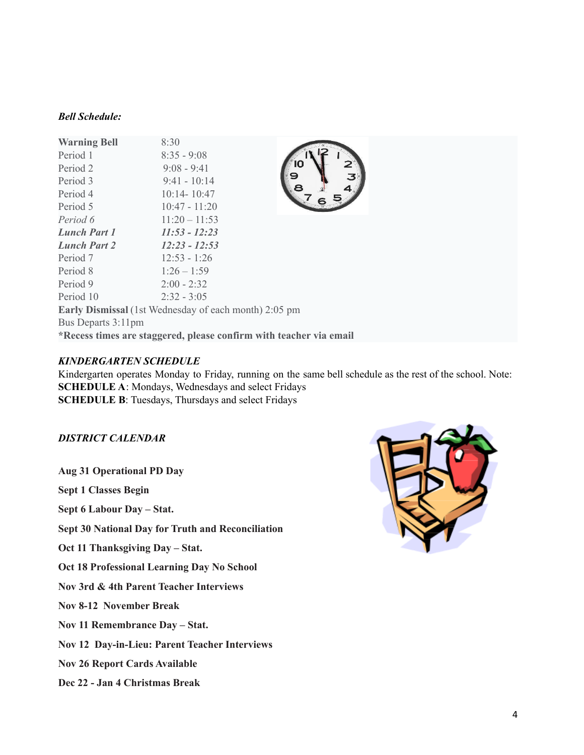***Bell Schedule:***

| | |
|---|---|
| **Warning Bell** | 8:30 |
| Period 1 | 8:35 - 9:08 |
| Period 2 | 9:08 - 9:41 |
| Period 3 | 9:41 - 10:14 |
| Period 4 | 10:14- 10:47 |
| Period 5 | 10:47 - 11:20 |
| *Period 6* | 11:20 – 11:53 |
| ***Lunch Part 1*** | ***11:53 - 12:23*** |
| ***Lunch Part 2*** | ***12:23 - 12:53*** |
| Period 7 | 12:53 - 1:26 |
| Period 8 | 1:26 – 1:59 |
| Period 9 | 2:00 - 2:32 |
| Period 10 | 2:32 - 3:05 |

**Early Dismissal** (1st Wednesday of each month) 2:05 pm

Bus Departs 3:11pm

**\*Recess times are staggered, please confirm with teacher via email**

***KINDERGARTEN SCHEDULE***

Kindergarten operates Monday to Friday, running on the same bell schedule as the rest of the school. Note:

**SCHEDULE A**: Mondays, Wednesdays and select Fridays

**SCHEDULE B**: Tuesdays, Thursdays and select Fridays

***DISTRICT CALENDAR***

**Aug 31 Operational PD Day**

**Sept 1 Classes Begin**

**Sept 6 Labour Day – Stat.**

**Sept 30 National Day for Truth and Reconciliation**

**Oct 11 Thanksgiving Day – Stat.**

**Oct 18 Professional Learning Day No School**

**Nov 3rd & 4th Parent Teacher Interviews**

**Nov 8-12 November Break**

**Nov 11 Remembrance Day – Stat.**

**Nov 12 Day-in-Lieu: Parent Teacher Interviews**

**Nov 26 Report Cards Available**

**Dec 22 - Jan 4 Christmas Break**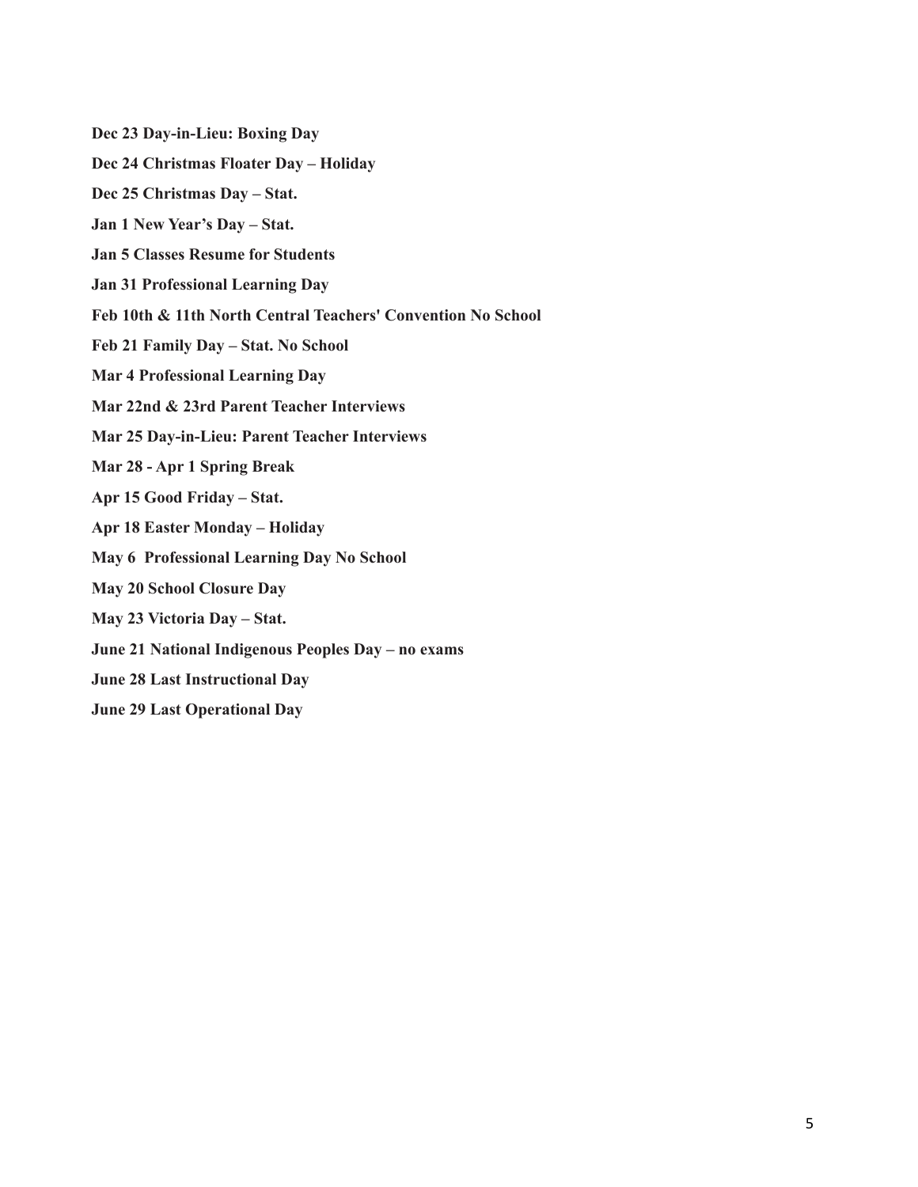**Dec 23 Day-in-Lieu: Boxing Day**

**Dec 24 Christmas Floater Day – Holiday**

**Dec 25 Christmas Day – Stat.**

**Jan 1 New Year's Day – Stat.**

**Jan 5 Classes Resume for Students**

**Jan 31 Professional Learning Day**

**Feb 10th & 11th North Central Teachers' Convention No School**

**Feb 21 Family Day – Stat. No School**

**Mar 4 Professional Learning Day**

**Mar 22nd & 23rd Parent Teacher Interviews**

**Mar 25 Day-in-Lieu: Parent Teacher Interviews**

**Mar 28 - Apr 1 Spring Break**

**Apr 15 Good Friday – Stat.**

**Apr 18 Easter Monday – Holiday**

**May 6 Professional Learning Day No School**

**May 20 School Closure Day**

**May 23 Victoria Day – Stat.**

**June 21 National Indigenous Peoples Day – no exams**

**June 28 Last Instructional Day**

**June 29 Last Operational Day**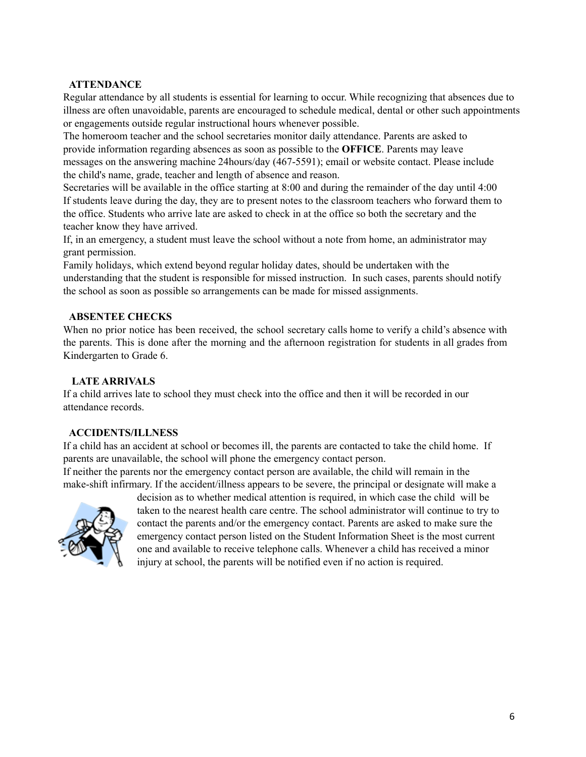## ATTENDANCE

Regular attendance by all students is essential for learning to occur. While recognizing that absences due to illness are often unavoidable, parents are encouraged to schedule medical, dental or other such appointments or engagements outside regular instructional hours whenever possible.

The homeroom teacher and the school secretaries monitor daily attendance. Parents are asked to provide information regarding absences as soon as possible to the **OFFICE**. Parents may leave messages on the answering machine 24hours/day (467-5591); email or website contact. Please include the child's name, grade, teacher and length of absence and reason.

Secretaries will be available in the office starting at 8:00 and during the remainder of the day until 4:00 If students leave during the day, they are to present notes to the classroom teachers who forward them to the office. Students who arrive late are asked to check in at the office so both the secretary and the teacher know they have arrived.

If, in an emergency, a student must leave the school without a note from home, an administrator may grant permission.

Family holidays, which extend beyond regular holiday dates, should be undertaken with the understanding that the student is responsible for missed instruction. In such cases, parents should notify the school as soon as possible so arrangements can be made for missed assignments.

## ABSENTEE CHECKS

When no prior notice has been received, the school secretary calls home to verify a child's absence with the parents. This is done after the morning and the afternoon registration for students in all grades from Kindergarten to Grade 6.

## LATE ARRIVALS

If a child arrives late to school they must check into the office and then it will be recorded in our attendance records.

## ACCIDENTS/ILLNESS

If a child has an accident at school or becomes ill, the parents are contacted to take the child home. If parents are unavailable, the school will phone the emergency contact person.

If neither the parents nor the emergency contact person are available, the child will remain in the make-shift infirmary. If the accident/illness appears to be severe, the principal or designate will make a decision as to whether medical attention is required, in which case the child will be taken to the nearest health care centre. The school administrator will continue to try to contact the parents and/or the emergency contact. Parents are asked to make sure the emergency contact person listed on the Student Information Sheet is the most current one and available to receive telephone calls. Whenever a child has received a minor injury at school, the parents will be notified even if no action is required.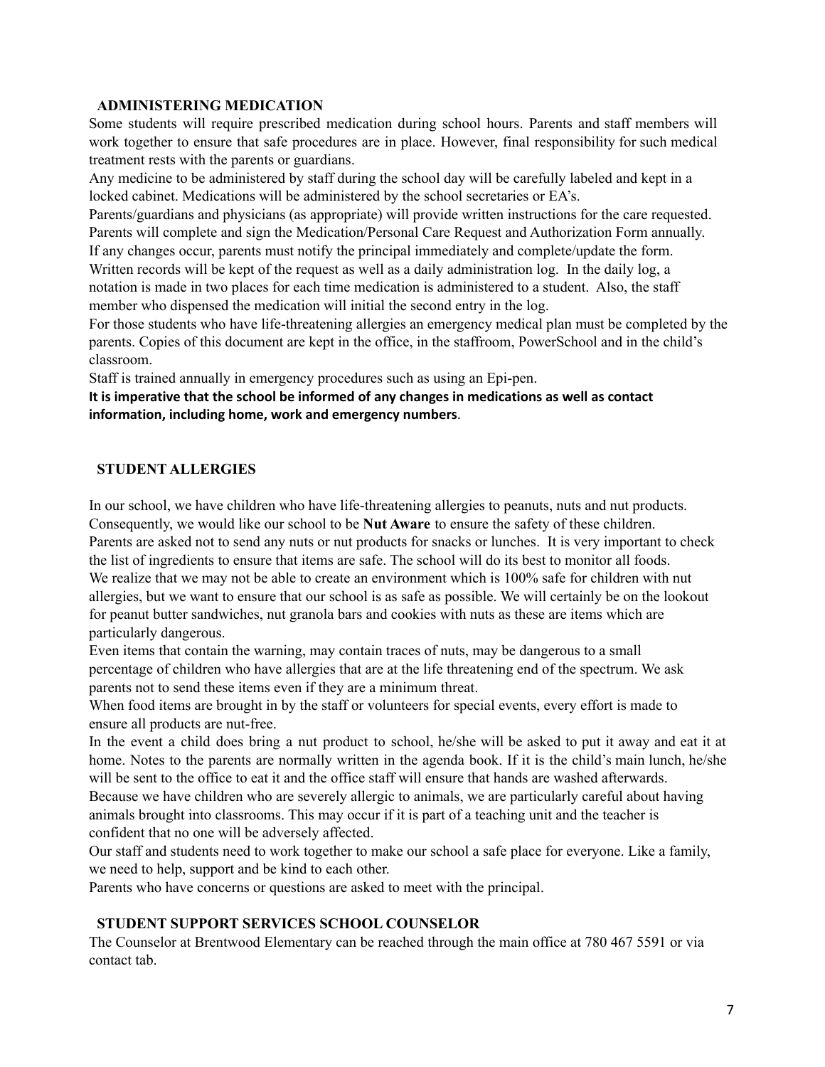## ADMINISTERING MEDICATION

Some students will require prescribed medication during school hours. Parents and staff members will work together to ensure that safe procedures are in place. However, final responsibility for such medical treatment rests with the parents or guardians.

Any medicine to be administered by staff during the school day will be carefully labeled and kept in a locked cabinet. Medications will be administered by the school secretaries or EA's.

Parents/guardians and physicians (as appropriate) will provide written instructions for the care requested. Parents will complete and sign the Medication/Personal Care Request and Authorization Form annually. If any changes occur, parents must notify the principal immediately and complete/update the form. Written records will be kept of the request as well as a daily administration log. In the daily log, a notation is made in two places for each time medication is administered to a student. Also, the staff member who dispensed the medication will initial the second entry in the log.

For those students who have life-threatening allergies an emergency medical plan must be completed by the parents. Copies of this document are kept in the office, in the staffroom, PowerSchool and in the child's classroom.

Staff is trained annually in emergency procedures such as using an Epi-pen.

**It is imperative that the school be informed of any changes in medications as well as contact information, including home, work and emergency numbers**.

## STUDENT ALLERGIES

In our school, we have children who have life-threatening allergies to peanuts, nuts and nut products. Consequently, we would like our school to be **Nut Aware** to ensure the safety of these children.

Parents are asked not to send any nuts or nut products for snacks or lunches. It is very important to check the list of ingredients to ensure that items are safe. The school will do its best to monitor all foods.

We realize that we may not be able to create an environment which is 100% safe for children with nut allergies, but we want to ensure that our school is as safe as possible. We will certainly be on the lookout for peanut butter sandwiches, nut granola bars and cookies with nuts as these are items which are particularly dangerous.

Even items that contain the warning, may contain traces of nuts, may be dangerous to a small percentage of children who have allergies that are at the life threatening end of the spectrum. We ask parents not to send these items even if they are a minimum threat.

When food items are brought in by the staff or volunteers for special events, every effort is made to ensure all products are nut-free.

In the event a child does bring a nut product to school, he/she will be asked to put it away and eat it at home. Notes to the parents are normally written in the agenda book. If it is the child's main lunch, he/she will be sent to the office to eat it and the office staff will ensure that hands are washed afterwards.

Because we have children who are severely allergic to animals, we are particularly careful about having animals brought into classrooms. This may occur if it is part of a teaching unit and the teacher is confident that no one will be adversely affected.

Our staff and students need to work together to make our school a safe place for everyone. Like a family, we need to help, support and be kind to each other.

Parents who have concerns or questions are asked to meet with the principal.

## STUDENT SUPPORT SERVICES SCHOOL COUNSELOR

The Counselor at Brentwood Elementary can be reached through the main office at 780 467 5591 or via contact tab.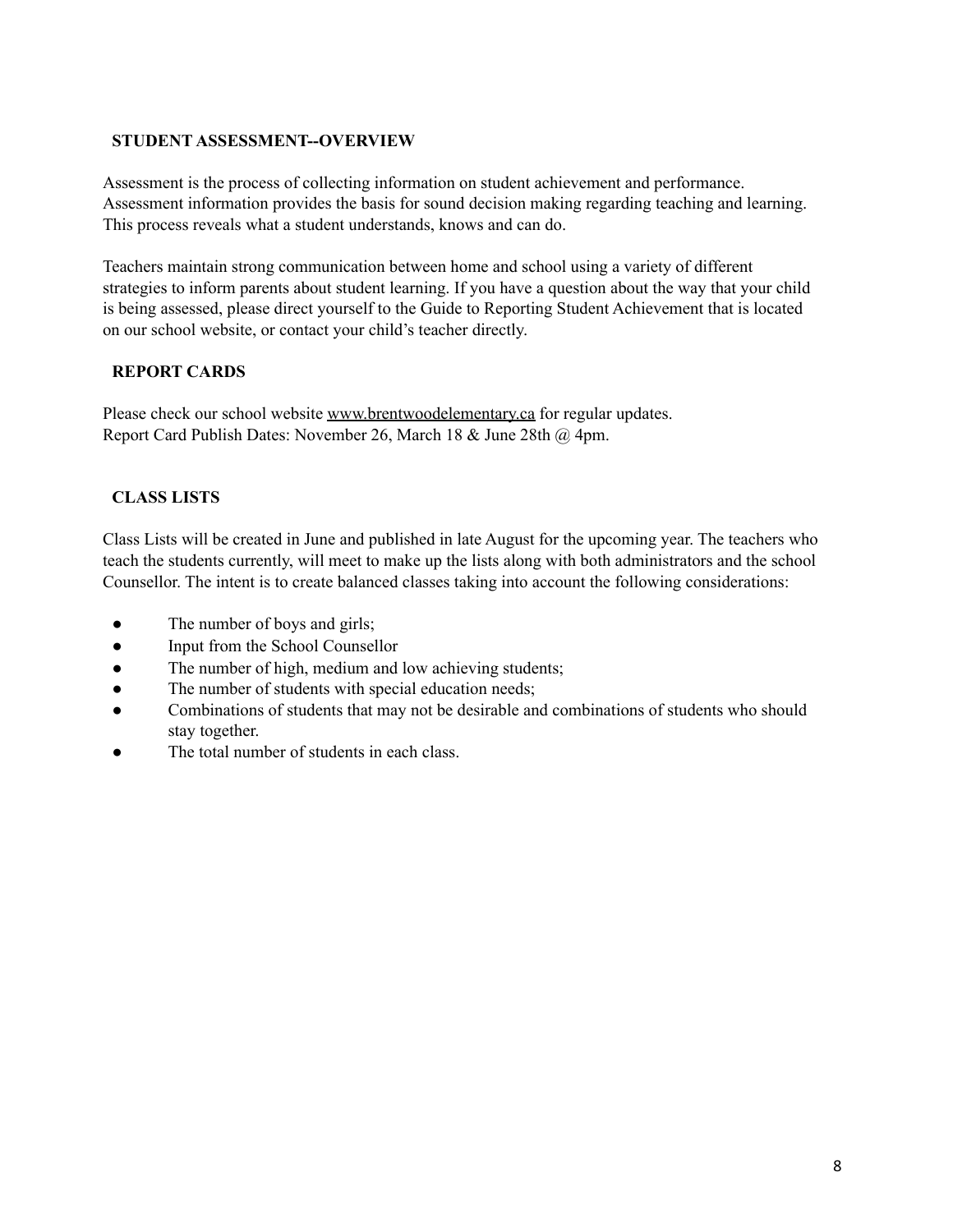## STUDENT ASSESSMENT--OVERVIEW

Assessment is the process of collecting information on student achievement and performance. Assessment information provides the basis for sound decision making regarding teaching and learning. This process reveals what a student understands, knows and can do.

Teachers maintain strong communication between home and school using a variety of different strategies to inform parents about student learning. If you have a question about the way that your child is being assessed, please direct yourself to the Guide to Reporting Student Achievement that is located on our school website, or contact your child's teacher directly.

## REPORT CARDS

Please check our school website www.brentwoodelementary.ca for regular updates.
Report Card Publish Dates: November 26, March 18 & June 28th @ 4pm.

## CLASS LISTS

Class Lists will be created in June and published in late August for the upcoming year. The teachers who teach the students currently, will meet to make up the lists along with both administrators and the school Counsellor. The intent is to create balanced classes taking into account the following considerations:

- The number of boys and girls;
- Input from the School Counsellor
- The number of high, medium and low achieving students;
- The number of students with special education needs;
- Combinations of students that may not be desirable and combinations of students who should stay together.
- The total number of students in each class.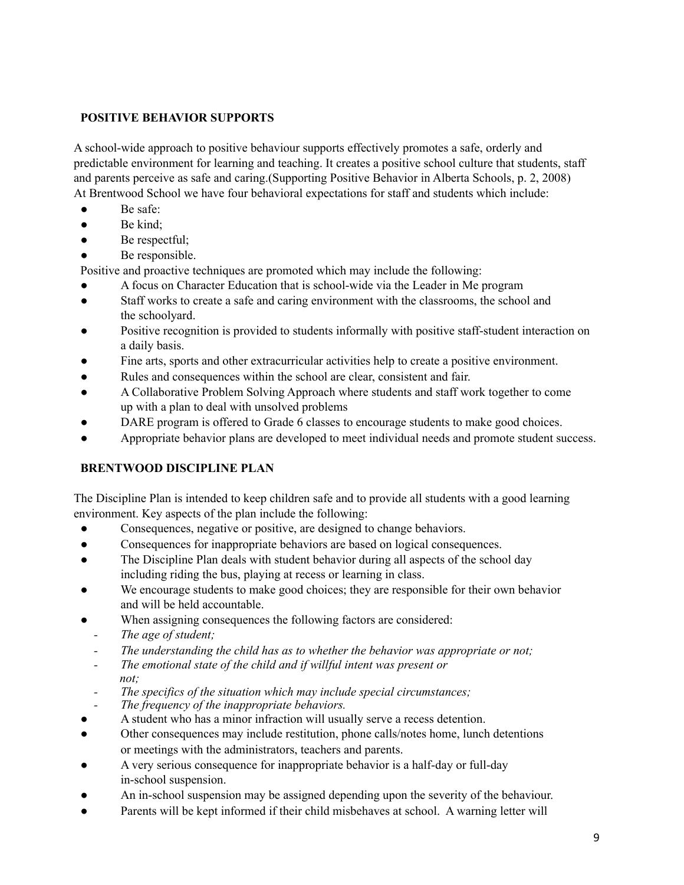## POSITIVE BEHAVIOR SUPPORTS

A school-wide approach to positive behaviour supports effectively promotes a safe, orderly and predictable environment for learning and teaching. It creates a positive school culture that students, staff and parents perceive as safe and caring.(Supporting Positive Behavior in Alberta Schools, p. 2, 2008)
At Brentwood School we have four behavioral expectations for staff and students which include:

- Be safe:
- Be kind;
- Be respectful;
- Be responsible.

Positive and proactive techniques are promoted which may include the following:

- A focus on Character Education that is school-wide via the Leader in Me program
- Staff works to create a safe and caring environment with the classrooms, the school and the schoolyard.
- Positive recognition is provided to students informally with positive staff-student interaction on a daily basis.
- Fine arts, sports and other extracurricular activities help to create a positive environment.
- Rules and consequences within the school are clear, consistent and fair.
- A Collaborative Problem Solving Approach where students and staff work together to come up with a plan to deal with unsolved problems
- DARE program is offered to Grade 6 classes to encourage students to make good choices.
- Appropriate behavior plans are developed to meet individual needs and promote student success.

## BRENTWOOD DISCIPLINE PLAN

The Discipline Plan is intended to keep children safe and to provide all students with a good learning environment. Key aspects of the plan include the following:

- Consequences, negative or positive, are designed to change behaviors.
- Consequences for inappropriate behaviors are based on logical consequences.
- The Discipline Plan deals with student behavior during all aspects of the school day including riding the bus, playing at recess or learning in class.
- We encourage students to make good choices; they are responsible for their own behavior and will be held accountable.
- When assigning consequences the following factors are considered:
  - *The age of student;*
  - *The understanding the child has as to whether the behavior was appropriate or not;*
  - *The emotional state of the child and if willful intent was present or not;*
  - *The specifics of the situation which may include special circumstances;*
  - *The frequency of the inappropriate behaviors.*
- A student who has a minor infraction will usually serve a recess detention.
- Other consequences may include restitution, phone calls/notes home, lunch detentions or meetings with the administrators, teachers and parents.
- A very serious consequence for inappropriate behavior is a half-day or full-day in-school suspension.
- An in-school suspension may be assigned depending upon the severity of the behaviour.
- Parents will be kept informed if their child misbehaves at school. A warning letter will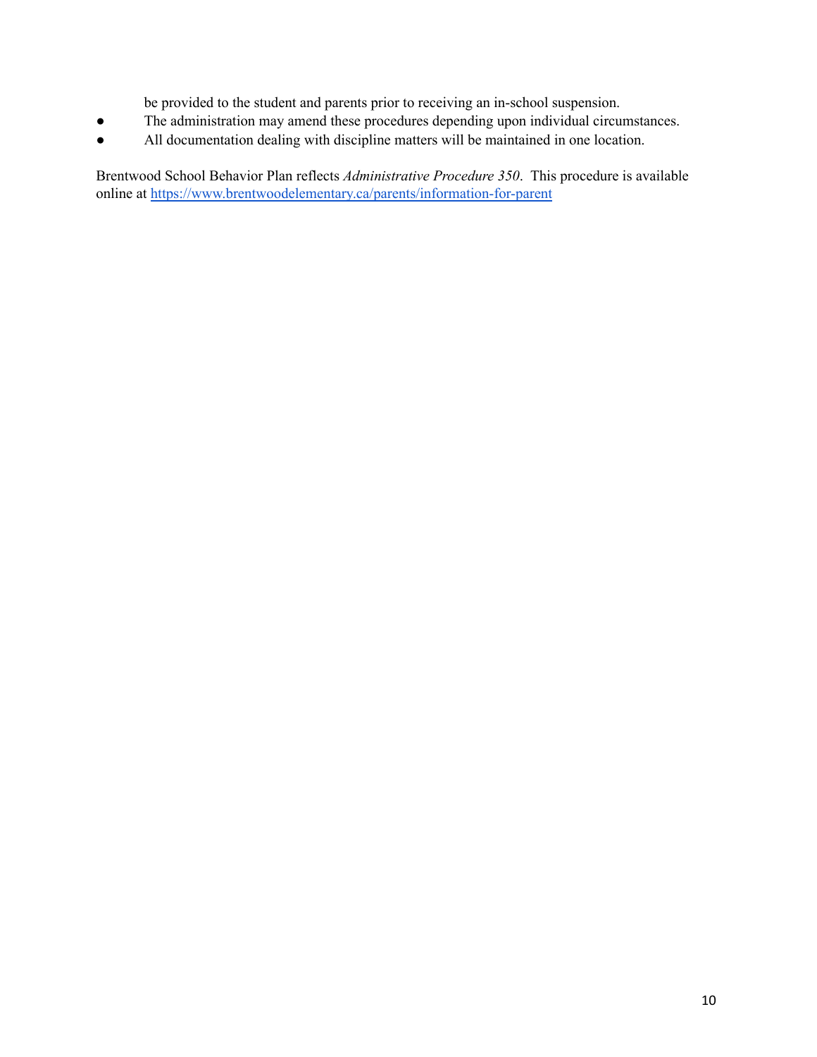be provided to the student and parents prior to receiving an in-school suspension.

- The administration may amend these procedures depending upon individual circumstances.
- All documentation dealing with discipline matters will be maintained in one location.

Brentwood School Behavior Plan reflects *Administrative Procedure 350*. This procedure is available online at [https://www.brentwoodelementary.ca/parents/information-for-parent](https://www.brentwoodelementary.ca/parents/information-for-parent)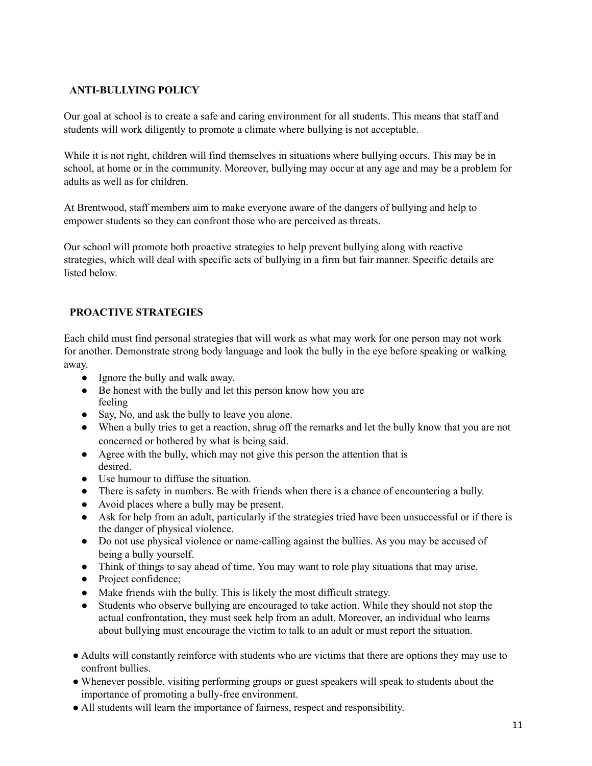## ANTI-BULLYING POLICY

Our goal at school is to create a safe and caring environment for all students. This means that staff and students will work diligently to promote a climate where bullying is not acceptable.

While it is not right, children will find themselves in situations where bullying occurs. This may be in school, at home or in the community. Moreover, bullying may occur at any age and may be a problem for adults as well as for children.

At Brentwood, staff members aim to make everyone aware of the dangers of bullying and help to empower students so they can confront those who are perceived as threats.

Our school will promote both proactive strategies to help prevent bullying along with reactive strategies, which will deal with specific acts of bullying in a firm but fair manner. Specific details are listed below.

## PROACTIVE STRATEGIES

Each child must find personal strategies that will work as what may work for one person may not work for another. Demonstrate strong body language and look the bully in the eye before speaking or walking away.

- Ignore the bully and walk away.
- Be honest with the bully and let this person know how you are feeling
- Say, No, and ask the bully to leave you alone.
- When a bully tries to get a reaction, shrug off the remarks and let the bully know that you are not concerned or bothered by what is being said.
- Agree with the bully, which may not give this person the attention that is desired.
- Use humour to diffuse the situation.
- There is safety in numbers. Be with friends when there is a chance of encountering a bully.
- Avoid places where a bully may be present.
- Ask for help from an adult, particularly if the strategies tried have been unsuccessful or if there is the danger of physical violence.
- Do not use physical violence or name-calling against the bullies. As you may be accused of being a bully yourself.
- Think of things to say ahead of time. You may want to role play situations that may arise.
- Project confidence;
- Make friends with the bully. This is likely the most difficult strategy.
- Students who observe bullying are encouraged to take action. While they should not stop the actual confrontation, they must seek help from an adult. Moreover, an individual who learns about bullying must encourage the victim to talk to an adult or must report the situation.

- Adults will constantly reinforce with students who are victims that there are options they may use to confront bullies.
- Whenever possible, visiting performing groups or guest speakers will speak to students about the importance of promoting a bully-free environment.
- All students will learn the importance of fairness, respect and responsibility.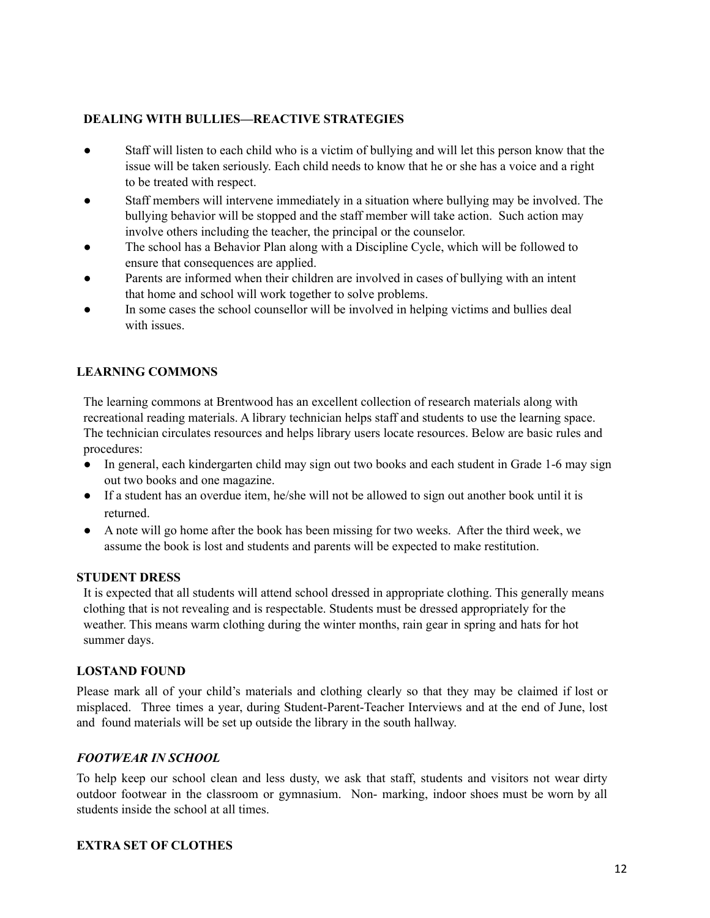**DEALING WITH BULLIES—REACTIVE STRATEGIES**

- Staff will listen to each child who is a victim of bullying and will let this person know that the issue will be taken seriously. Each child needs to know that he or she has a voice and a right to be treated with respect.
- Staff members will intervene immediately in a situation where bullying may be involved. The bullying behavior will be stopped and the staff member will take action. Such action may involve others including the teacher, the principal or the counselor.
- The school has a Behavior Plan along with a Discipline Cycle, which will be followed to ensure that consequences are applied.
- Parents are informed when their children are involved in cases of bullying with an intent that home and school will work together to solve problems.
- In some cases the school counsellor will be involved in helping victims and bullies deal with issues.

**LEARNING COMMONS**

The learning commons at Brentwood has an excellent collection of research materials along with recreational reading materials. A library technician helps staff and students to use the learning space. The technician circulates resources and helps library users locate resources. Below are basic rules and procedures:

- In general, each kindergarten child may sign out two books and each student in Grade 1-6 may sign out two books and one magazine.
- If a student has an overdue item, he/she will not be allowed to sign out another book until it is returned.
- A note will go home after the book has been missing for two weeks. After the third week, we assume the book is lost and students and parents will be expected to make restitution.

**STUDENT DRESS**

It is expected that all students will attend school dressed in appropriate clothing. This generally means clothing that is not revealing and is respectable. Students must be dressed appropriately for the weather. This means warm clothing during the winter months, rain gear in spring and hats for hot summer days.

**LOSTAND FOUND**

Please mark all of your child's materials and clothing clearly so that they may be claimed if lost or misplaced. Three times a year, during Student-Parent-Teacher Interviews and at the end of June, lost and found materials will be set up outside the library in the south hallway.

***FOOTWEAR IN SCHOOL***

To help keep our school clean and less dusty, we ask that staff, students and visitors not wear dirty outdoor footwear in the classroom or gymnasium. Non- marking, indoor shoes must be worn by all students inside the school at all times.

**EXTRA SET OF CLOTHES**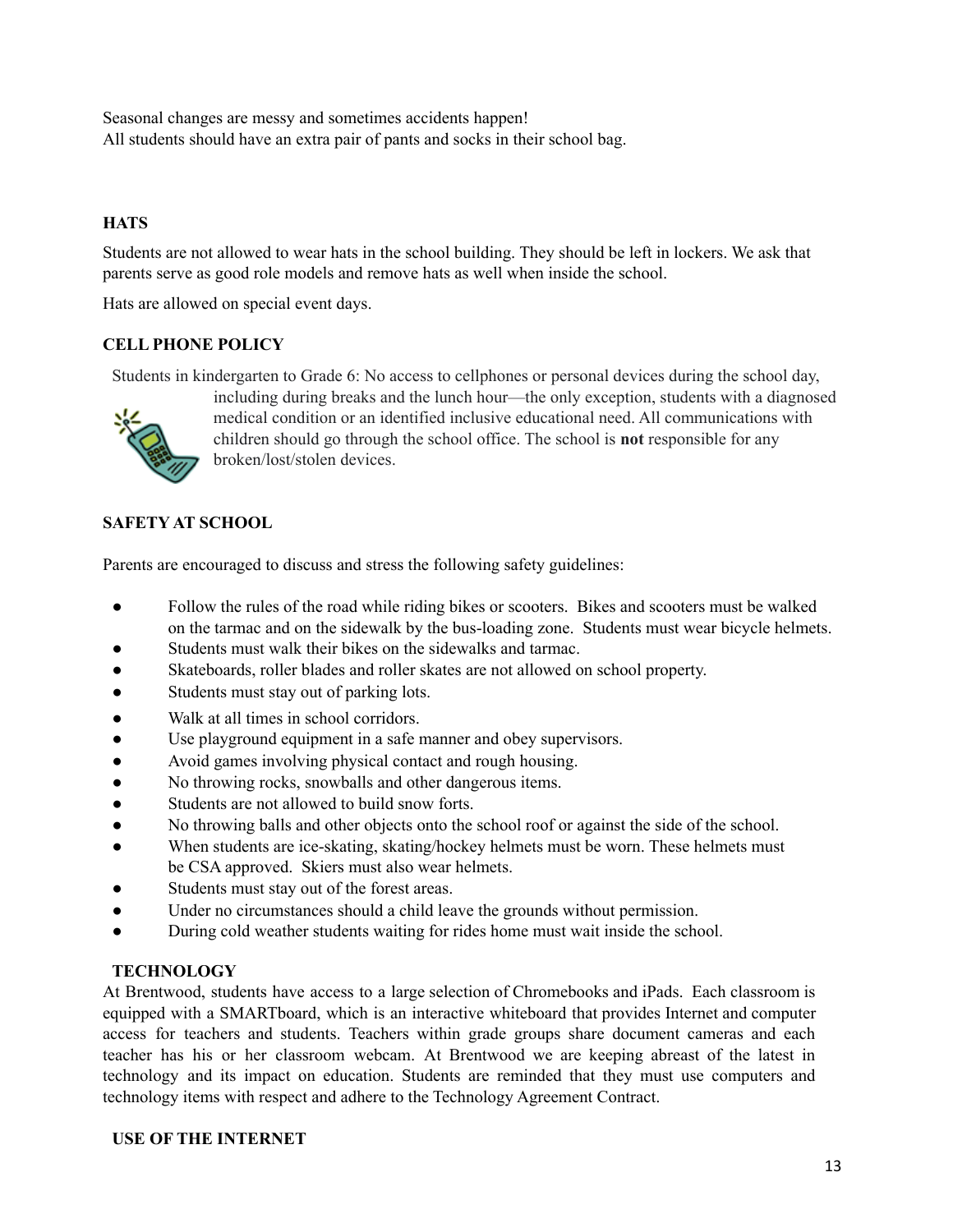Seasonal changes are messy and sometimes accidents happen!
All students should have an extra pair of pants and socks in their school bag.

## HATS

Students are not allowed to wear hats in the school building. They should be left in lockers. We ask that parents serve as good role models and remove hats as well when inside the school.

Hats are allowed on special event days.

## CELL PHONE POLICY

Students in kindergarten to Grade 6: No access to cellphones or personal devices during the school day, including during breaks and the lunch hour—the only exception, students with a diagnosed medical condition or an identified inclusive educational need. All communications with children should go through the school office. The school is **not** responsible for any broken/lost/stolen devices.

## SAFETY AT SCHOOL

Parents are encouraged to discuss and stress the following safety guidelines:

- Follow the rules of the road while riding bikes or scooters. Bikes and scooters must be walked on the tarmac and on the sidewalk by the bus-loading zone. Students must wear bicycle helmets.
- Students must walk their bikes on the sidewalks and tarmac.
- Skateboards, roller blades and roller skates are not allowed on school property.
- Students must stay out of parking lots.
- Walk at all times in school corridors.
- Use playground equipment in a safe manner and obey supervisors.
- Avoid games involving physical contact and rough housing.
- No throwing rocks, snowballs and other dangerous items.
- Students are not allowed to build snow forts.
- No throwing balls and other objects onto the school roof or against the side of the school.
- When students are ice-skating, skating/hockey helmets must be worn. These helmets must be CSA approved. Skiers must also wear helmets.
- Students must stay out of the forest areas.
- Under no circumstances should a child leave the grounds without permission.
- During cold weather students waiting for rides home must wait inside the school.

## TECHNOLOGY

At Brentwood, students have access to a large selection of Chromebooks and iPads. Each classroom is equipped with a SMARTboard, which is an interactive whiteboard that provides Internet and computer access for teachers and students. Teachers within grade groups share document cameras and each teacher has his or her classroom webcam. At Brentwood we are keeping abreast of the latest in technology and its impact on education. Students are reminded that they must use computers and technology items with respect and adhere to the Technology Agreement Contract.

## USE OF THE INTERNET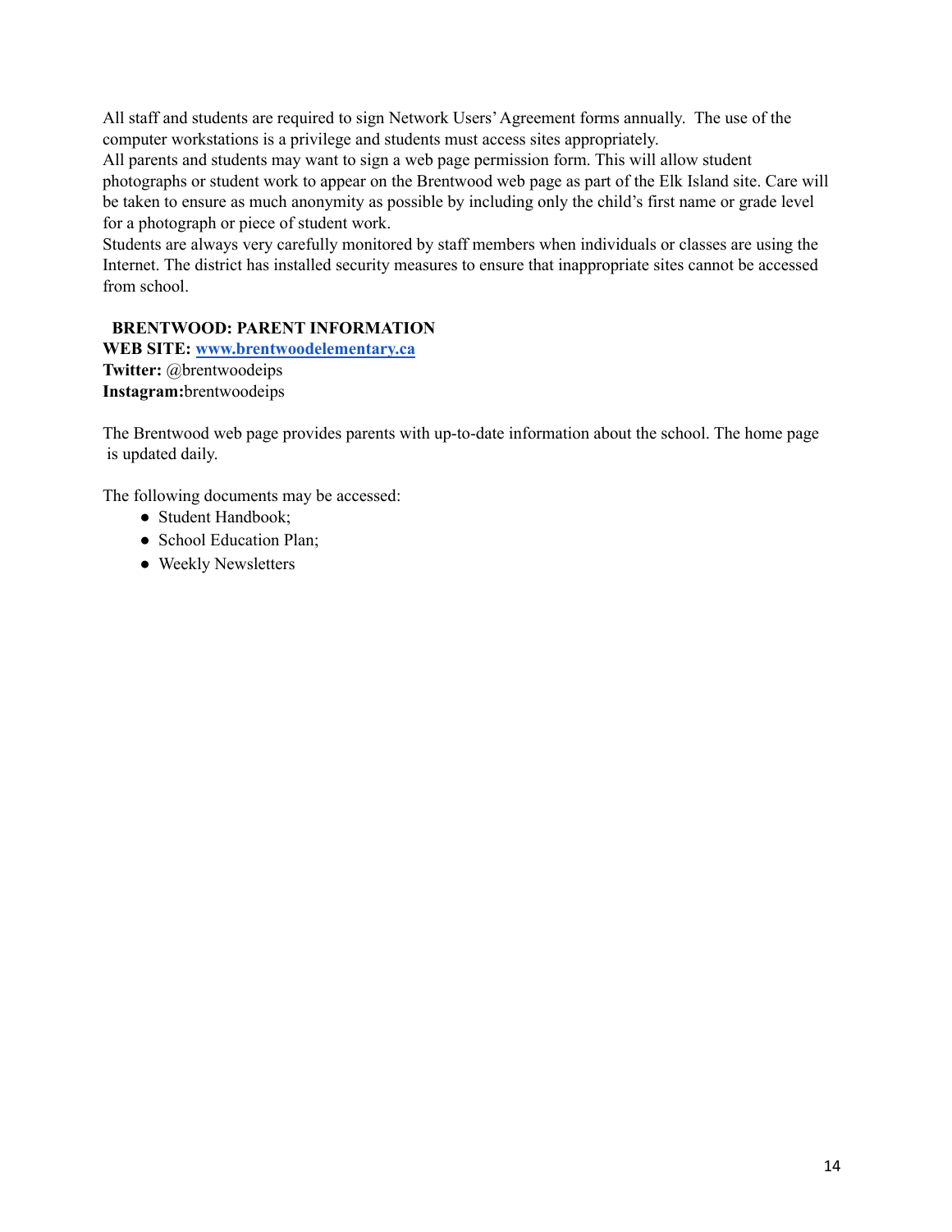All staff and students are required to sign Network Users' Agreement forms annually. The use of the computer workstations is a privilege and students must access sites appropriately.
All parents and students may want to sign a web page permission form. This will allow student photographs or student work to appear on the Brentwood web page as part of the Elk Island site. Care will be taken to ensure as much anonymity as possible by including only the child's first name or grade level for a photograph or piece of student work.
Students are always very carefully monitored by staff members when individuals or classes are using the Internet. The district has installed security measures to ensure that inappropriate sites cannot be accessed from school.

## BRENTWOOD: PARENT INFORMATION

**WEB SITE:** **www.brentwoodelementary.ca**
**Twitter:** @brentwoodeips
**Instagram:**brentwoodeips

The Brentwood web page provides parents with up-to-date information about the school. The home page is updated daily.

The following documents may be accessed:

- Student Handbook;
- School Education Plan;
- Weekly Newsletters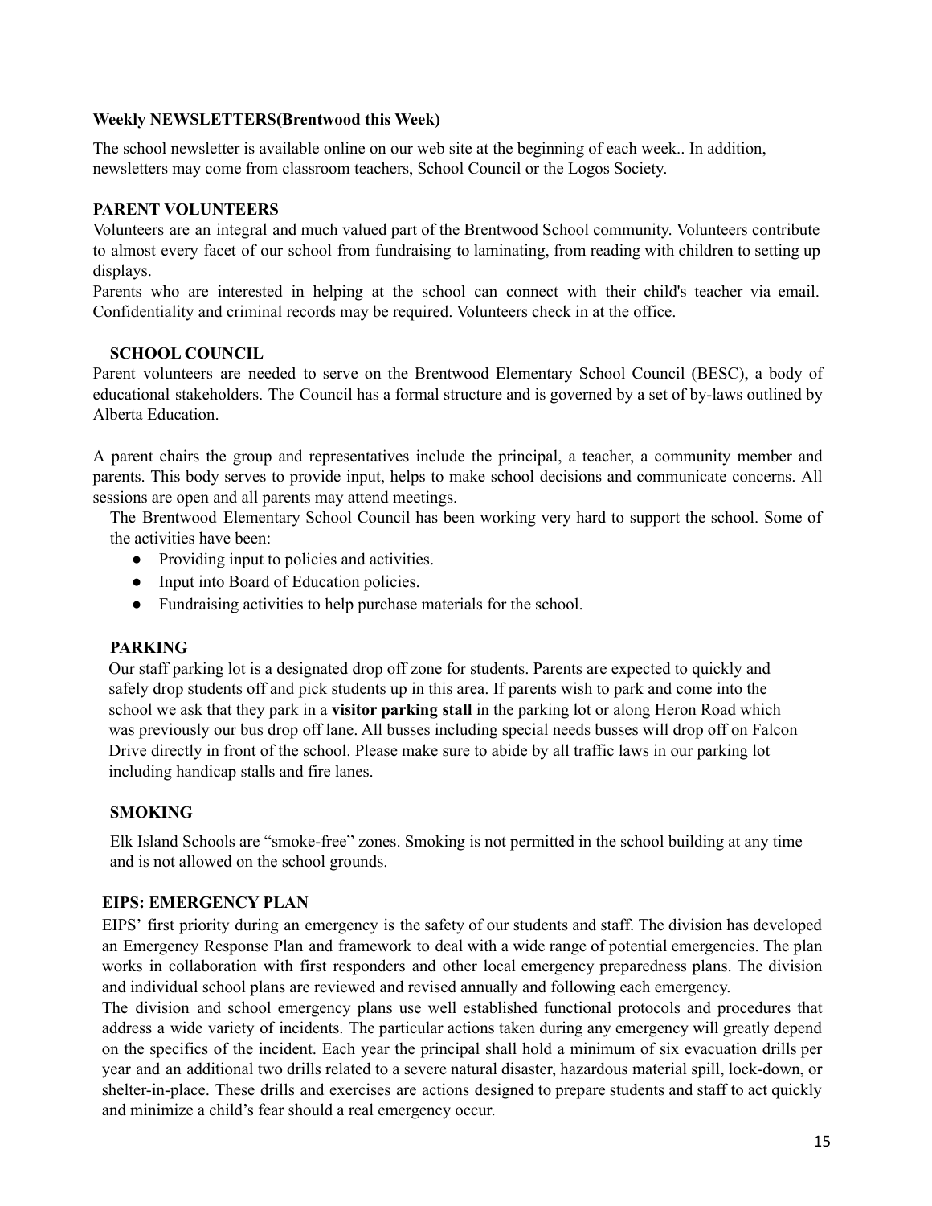**Weekly NEWSLETTERS(Brentwood this Week)**

The school newsletter is available online on our web site at the beginning of each week.. In addition, newsletters may come from classroom teachers, School Council or the Logos Society.

**PARENT VOLUNTEERS**

Volunteers are an integral and much valued part of the Brentwood School community. Volunteers contribute to almost every facet of our school from fundraising to laminating, from reading with children to setting up displays.

Parents who are interested in helping at the school can connect with their child's teacher via email. Confidentiality and criminal records may be required. Volunteers check in at the office.

**SCHOOL COUNCIL**

Parent volunteers are needed to serve on the Brentwood Elementary School Council (BESC), a body of educational stakeholders. The Council has a formal structure and is governed by a set of by-laws outlined by Alberta Education.

A parent chairs the group and representatives include the principal, a teacher, a community member and parents. This body serves to provide input, helps to make school decisions and communicate concerns. All sessions are open and all parents may attend meetings.

The Brentwood Elementary School Council has been working very hard to support the school. Some of the activities have been:

- Providing input to policies and activities.
- Input into Board of Education policies.
- Fundraising activities to help purchase materials for the school.

**PARKING**

Our staff parking lot is a designated drop off zone for students. Parents are expected to quickly and safely drop students off and pick students up in this area. If parents wish to park and come into the school we ask that they park in a **visitor parking stall** in the parking lot or along Heron Road which was previously our bus drop off lane. All busses including special needs busses will drop off on Falcon Drive directly in front of the school. Please make sure to abide by all traffic laws in our parking lot including handicap stalls and fire lanes.

**SMOKING**

Elk Island Schools are "smoke-free" zones. Smoking is not permitted in the school building at any time and is not allowed on the school grounds.

**EIPS: EMERGENCY PLAN**

EIPS' first priority during an emergency is the safety of our students and staff. The division has developed an Emergency Response Plan and framework to deal with a wide range of potential emergencies. The plan works in collaboration with first responders and other local emergency preparedness plans. The division and individual school plans are reviewed and revised annually and following each emergency.

The division and school emergency plans use well established functional protocols and procedures that address a wide variety of incidents. The particular actions taken during any emergency will greatly depend on the specifics of the incident. Each year the principal shall hold a minimum of six evacuation drills per year and an additional two drills related to a severe natural disaster, hazardous material spill, lock-down, or shelter-in-place. These drills and exercises are actions designed to prepare students and staff to act quickly and minimize a child's fear should a real emergency occur.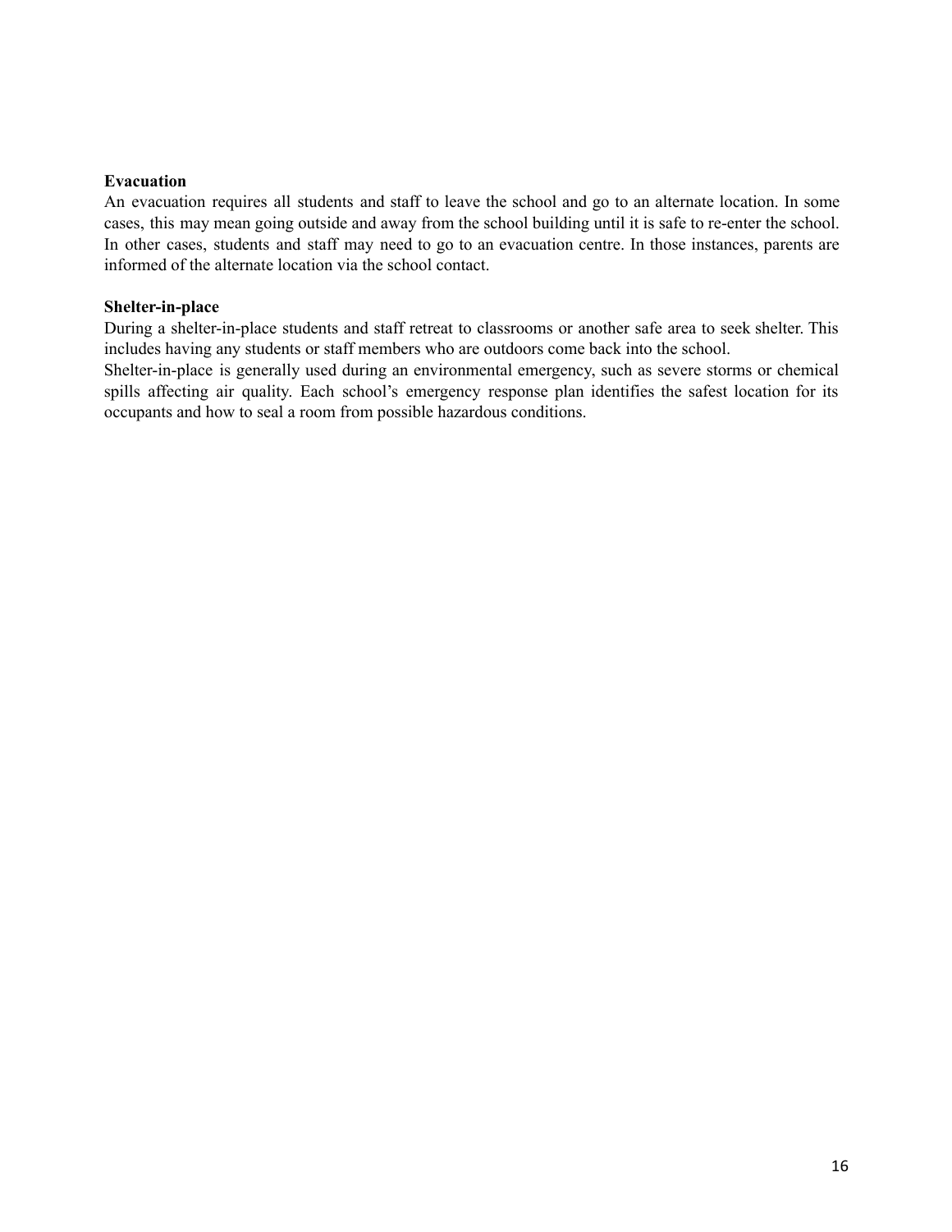**Evacuation**

An evacuation requires all students and staff to leave the school and go to an alternate location. In some cases, this may mean going outside and away from the school building until it is safe to re-enter the school. In other cases, students and staff may need to go to an evacuation centre. In those instances, parents are informed of the alternate location via the school contact.

**Shelter-in-place**

During a shelter-in-place students and staff retreat to classrooms or another safe area to seek shelter. This includes having any students or staff members who are outdoors come back into the school.

Shelter-in-place is generally used during an environmental emergency, such as severe storms or chemical spills affecting air quality. Each school's emergency response plan identifies the safest location for its occupants and how to seal a room from possible hazardous conditions.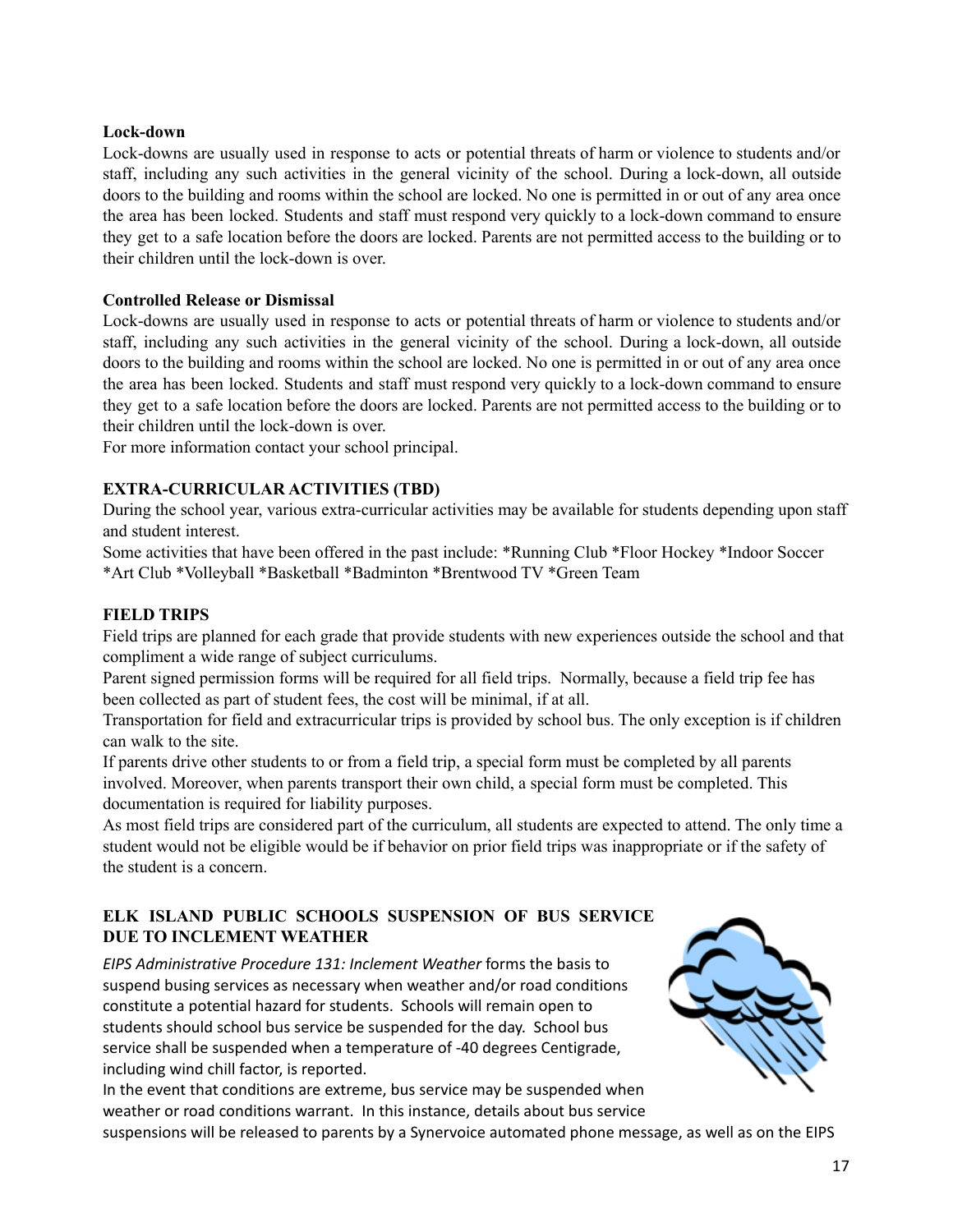**Lock-down**

Lock-downs are usually used in response to acts or potential threats of harm or violence to students and/or staff, including any such activities in the general vicinity of the school. During a lock-down, all outside doors to the building and rooms within the school are locked. No one is permitted in or out of any area once the area has been locked. Students and staff must respond very quickly to a lock-down command to ensure they get to a safe location before the doors are locked. Parents are not permitted access to the building or to their children until the lock-down is over.

**Controlled Release or Dismissal**

Lock-downs are usually used in response to acts or potential threats of harm or violence to students and/or staff, including any such activities in the general vicinity of the school. During a lock-down, all outside doors to the building and rooms within the school are locked. No one is permitted in or out of any area once the area has been locked. Students and staff must respond very quickly to a lock-down command to ensure they get to a safe location before the doors are locked. Parents are not permitted access to the building or to their children until the lock-down is over.
For more information contact your school principal.

## EXTRA-CURRICULAR ACTIVITIES (TBD)

During the school year, various extra-curricular activities may be available for students depending upon staff and student interest.
Some activities that have been offered in the past include: *Running Club *Floor Hockey *Indoor Soccer *Art Club *Volleyball *Basketball *Badminton *Brentwood TV *Green Team

## FIELD TRIPS

Field trips are planned for each grade that provide students with new experiences outside the school and that compliment a wide range of subject curriculums.
Parent signed permission forms will be required for all field trips. Normally, because a field trip fee has been collected as part of student fees, the cost will be minimal, if at all.
Transportation for field and extracurricular trips is provided by school bus. The only exception is if children can walk to the site.
If parents drive other students to or from a field trip, a special form must be completed by all parents involved. Moreover, when parents transport their own child, a special form must be completed. This documentation is required for liability purposes.
As most field trips are considered part of the curriculum, all students are expected to attend. The only time a student would not be eligible would be if behavior on prior field trips was inappropriate or if the safety of the student is a concern.

## ELK ISLAND PUBLIC SCHOOLS SUSPENSION OF BUS SERVICE DUE TO INCLEMENT WEATHER

*EIPS Administrative Procedure 131: Inclement Weather* forms the basis to suspend busing services as necessary when weather and/or road conditions constitute a potential hazard for students. Schools will remain open to students should school bus service be suspended for the day. School bus service shall be suspended when a temperature of -40 degrees Centigrade, including wind chill factor, is reported.
In the event that conditions are extreme, bus service may be suspended when weather or road conditions warrant. In this instance, details about bus service suspensions will be released to parents by a Synervoice automated phone message, as well as on the EIPS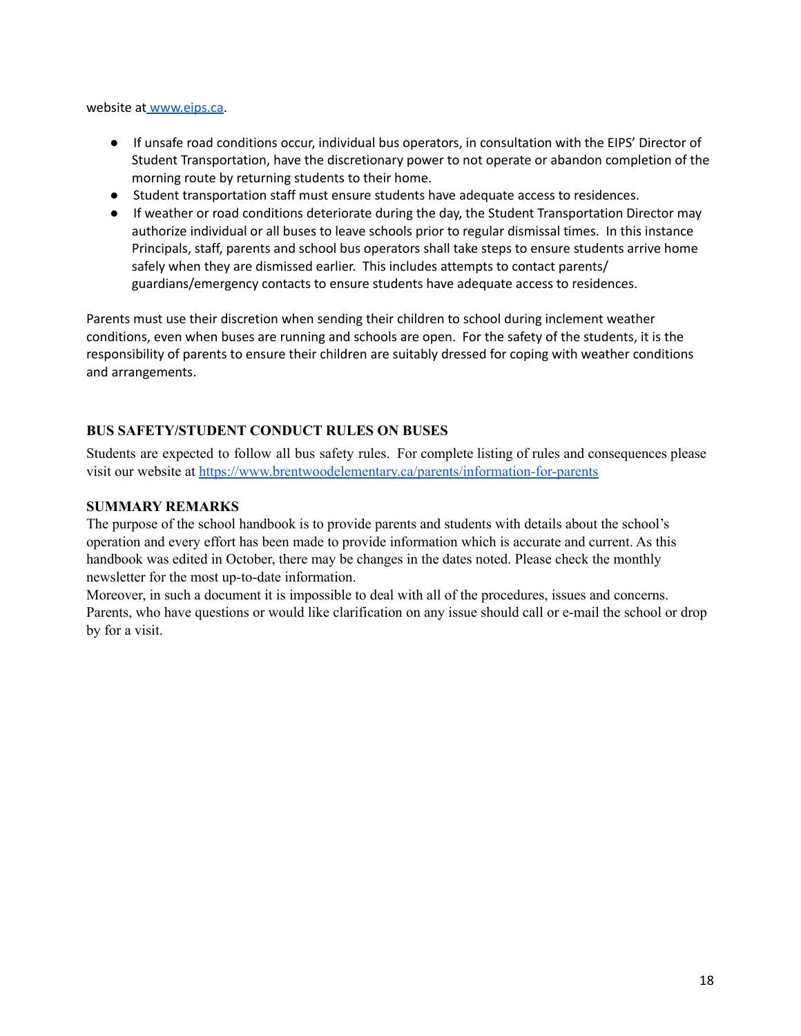website at [www.eips.ca](www.eips.ca).

- If unsafe road conditions occur, individual bus operators, in consultation with the EIPS' Director of Student Transportation, have the discretionary power to not operate or abandon completion of the morning route by returning students to their home.
- Student transportation staff must ensure students have adequate access to residences.
- If weather or road conditions deteriorate during the day, the Student Transportation Director may authorize individual or all buses to leave schools prior to regular dismissal times. In this instance Principals, staff, parents and school bus operators shall take steps to ensure students arrive home safely when they are dismissed earlier. This includes attempts to contact parents/ guardians/emergency contacts to ensure students have adequate access to residences.

Parents must use their discretion when sending their children to school during inclement weather conditions, even when buses are running and schools are open. For the safety of the students, it is the responsibility of parents to ensure their children are suitably dressed for coping with weather conditions and arrangements.

## BUS SAFETY/STUDENT CONDUCT RULES ON BUSES

Students are expected to follow all bus safety rules. For complete listing of rules and consequences please visit our website at [https://www.brentwoodelementary.ca/parents/information-for-parents](https://www.brentwoodelementary.ca/parents/information-for-parents)

## SUMMARY REMARKS

The purpose of the school handbook is to provide parents and students with details about the school's operation and every effort has been made to provide information which is accurate and current. As this handbook was edited in October, there may be changes in the dates noted. Please check the monthly newsletter for the most up-to-date information.

Moreover, in such a document it is impossible to deal with all of the procedures, issues and concerns. Parents, who have questions or would like clarification on any issue should call or e-mail the school or drop by for a visit.